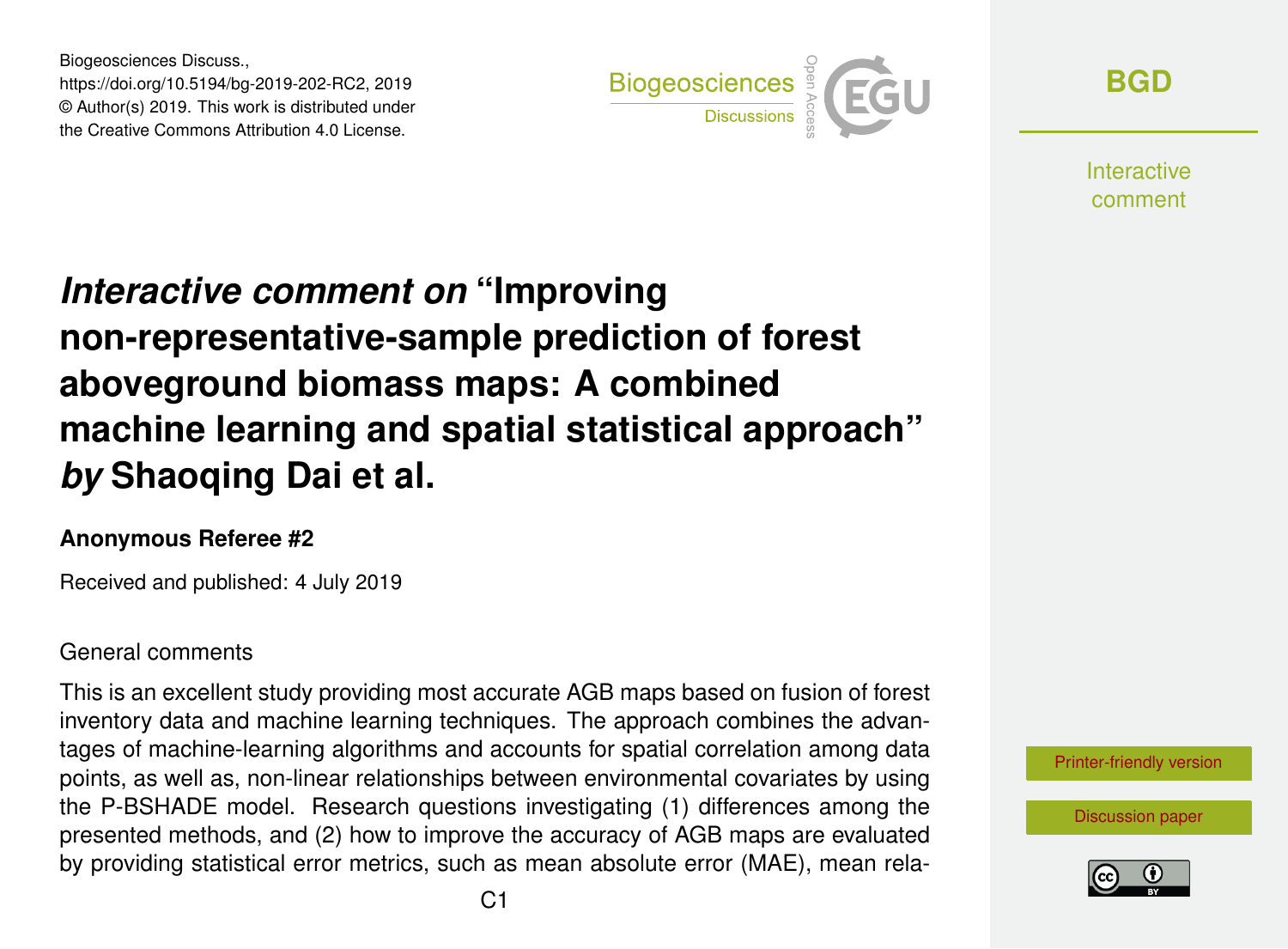# *Interactive comment on* "Improving non-representative-sample prediction of forest aboveground biomass maps: A combined machine learning and spatial statistical approach" *by* Shaoqing Dai et al.

**Anonymous Referee #2**

Received and published: 4 July 2019

General comments

This is an excellent study providing most accurate AGB maps based on fusion of forest inventory data and machine learning techniques. The approach combines the advantages of machine-learning algorithms and accounts for spatial correlation among data points, as well as, non-linear relationships between environmental covariates by using the P-BSHADE model. Research questions investigating (1) differences among the presented methods, and (2) how to improve the accuracy of AGB maps are evaluated by providing statistical error metrics, such as mean absolute error (MAE), mean rela-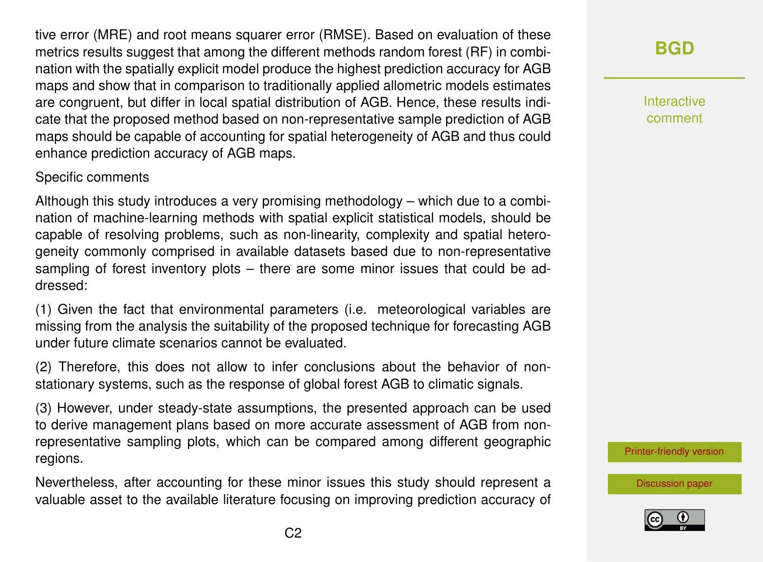tive error (MRE) and root means squarer error (RMSE). Based on evaluation of these metrics results suggest that among the different methods random forest (RF) in combination with the spatially explicit model produce the highest prediction accuracy for AGB maps and show that in comparison to traditionally applied allometric models estimates are congruent, but differ in local spatial distribution of AGB. Hence, these results indicate that the proposed method based on non-representative sample prediction of AGB maps should be capable of accounting for spatial heterogeneity of AGB and thus could enhance prediction accuracy of AGB maps.

Specific comments

Although this study introduces a very promising methodology – which due to a combination of machine-learning methods with spatial explicit statistical models, should be capable of resolving problems, such as non-linearity, complexity and spatial heterogeneity commonly comprised in available datasets based due to non-representative sampling of forest inventory plots – there are some minor issues that could be addressed:

(1) Given the fact that environmental parameters (i.e. meteorological variables are missing from the analysis the suitability of the proposed technique for forecasting AGB under future climate scenarios cannot be evaluated.

(2) Therefore, this does not allow to infer conclusions about the behavior of non-stationary systems, such as the response of global forest AGB to climatic signals.

(3) However, under steady-state assumptions, the presented approach can be used to derive management plans based on more accurate assessment of AGB from non-representative sampling plots, which can be compared among different geographic regions.

Nevertheless, after accounting for these minor issues this study should represent a valuable asset to the available literature focusing on improving prediction accuracy of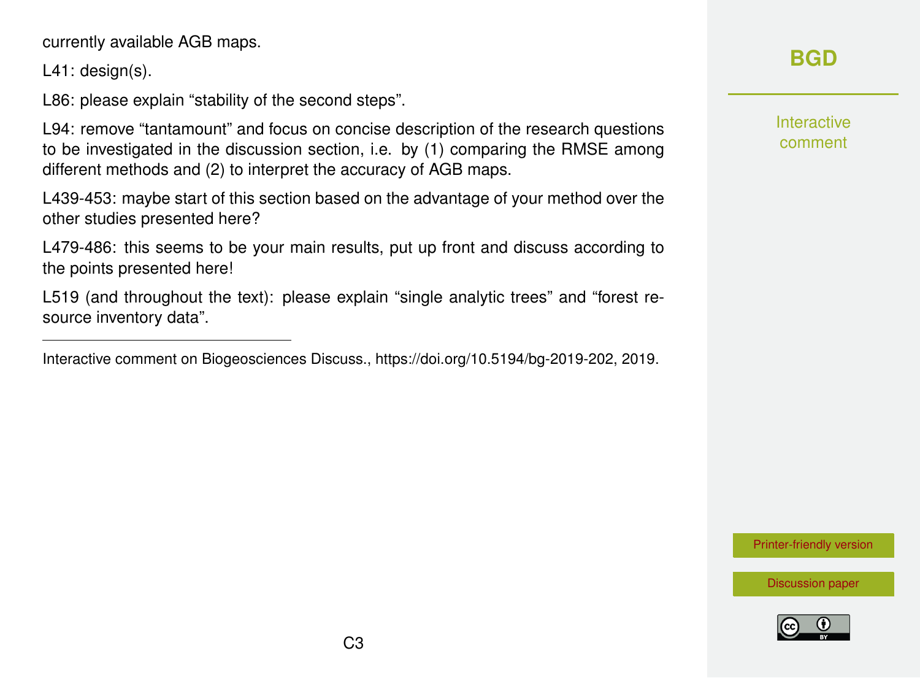currently available AGB maps.

L41: design(s).

L86: please explain “stability of the second steps”.

L94: remove “tantamount” and focus on concise description of the research questions to be investigated in the discussion section, i.e. by (1) comparing the RMSE among different methods and (2) to interpret the accuracy of AGB maps.

L439-453: maybe start of this section based on the advantage of your method over the other studies presented here?

L479-486: this seems to be your main results, put up front and discuss according to the points presented here!

L519 (and throughout the text): please explain “single analytic trees” and “forest resource inventory data”.

---

Interactive comment on Biogeosciences Discuss., https://doi.org/10.5194/bg-2019-202, 2019.